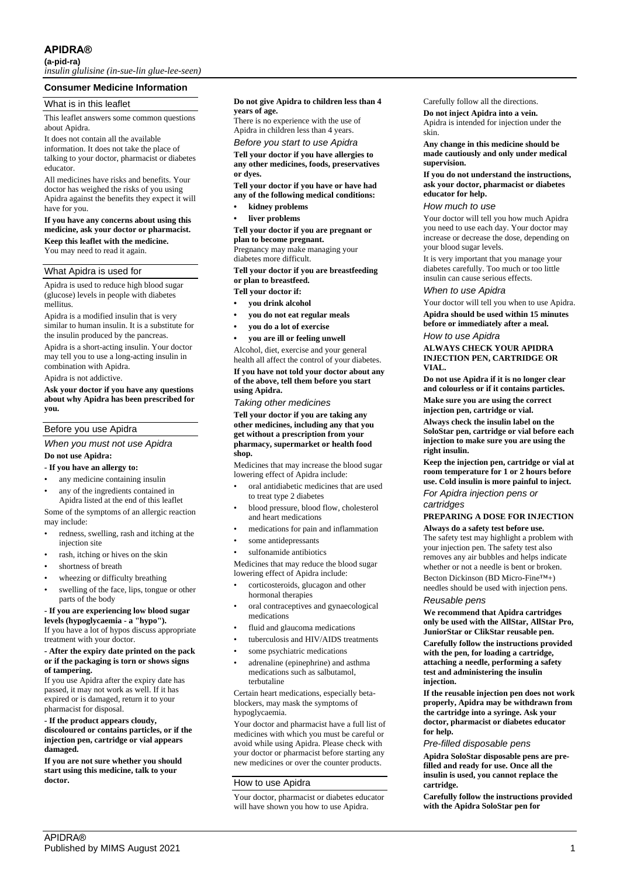# APIDRA®

**(a-pid-ra)**

*insulin glulisine (in-sue-lin glue-lee-seen)*

## Consumer Medicine Information

### What is in this leaflet

This leaflet answers some common questions about Apidra.

It does not contain all the available information. It does not take the place of talking to your doctor, pharmacist or diabetes educator.

All medicines have risks and benefits. Your doctor has weighed the risks of you using Apidra against the benefits they expect it will have for you.

**If you have any concerns about using this medicine, ask your doctor or pharmacist.**

**Keep this leaflet with the medicine.**

You may need to read it again.

### What Apidra is used for

Apidra is used to reduce high blood sugar (glucose) levels in people with diabetes mellitus.

Apidra is a modified insulin that is very similar to human insulin. It is a substitute for the insulin produced by the pancreas.

Apidra is a short-acting insulin. Your doctor may tell you to use a long-acting insulin in combination with Apidra.

Apidra is not addictive.

**Ask your doctor if you have any questions about why Apidra has been prescribed for you.**

### Before you use Apidra

#### *When you must not use Apidra*

**Do not use Apidra:**

**- If you have an allergy to:**

- any medicine containing insulin
- any of the ingredients contained in Apidra listed at the end of this leaflet

Some of the symptoms of an allergic reaction may include:

- redness, swelling, rash and itching at the injection site
- rash, itching or hives on the skin
- shortness of breath
- wheezing or difficulty breathing
- swelling of the face, lips, tongue or other parts of the body

**- If you are experiencing low blood sugar levels (hypoglycaemia - a "hypo").**

If you have a lot of hypos discuss appropriate treatment with your doctor.

**- After the expiry date printed on the pack or if the packaging is torn or shows signs of tampering.**

If you use Apidra after the expiry date has passed, it may not work as well. If it has expired or is damaged, return it to your pharmacist for disposal.

**- If the product appears cloudy, discoloured or contains particles, or if the injection pen, cartridge or vial appears damaged.**

**If you are not sure whether you should start using this medicine, talk to your doctor.**

**Do not give Apidra to children less than 4 years of age.**

There is no experience with the use of Apidra in children less than 4 years.

#### *Before you start to use Apidra*

**Tell your doctor if you have allergies to any other medicines, foods, preservatives or dyes.**

**Tell your doctor if you have or have had any of the following medical conditions:**

- **kidney problems**
- **liver problems**

**Tell your doctor if you are pregnant or plan to become pregnant.**

Pregnancy may make managing your diabetes more difficult.

**Tell your doctor if you are breastfeeding or plan to breastfeed.**

**Tell your doctor if:**

- **you drink alcohol**
- **you do not eat regular meals**
- **you do a lot of exercise**
- **you are ill or feeling unwell**

Alcohol, diet, exercise and your general health all affect the control of your diabetes.

**If you have not told your doctor about any of the above, tell them before you start using Apidra.**

#### *Taking other medicines*

**Tell your doctor if you are taking any other medicines, including any that you get without a prescription from your pharmacy, supermarket or health food shop.**

Medicines that may increase the blood sugar lowering effect of Apidra include:

- oral antidiabetic medicines that are used to treat type 2 diabetes
- blood pressure, blood flow, cholesterol and heart medications
- medications for pain and inflammation
- some antidepressants
- sulfonamide antibiotics

Medicines that may reduce the blood sugar lowering effect of Apidra include:

- corticosteroids, glucagon and other hormonal therapies
- oral contraceptives and gynaecological medications
- fluid and glaucoma medications
- tuberculosis and HIV/AIDS treatments
- some psychiatric medications
- adrenaline (epinephrine) and asthma medications such as salbutamol, terbutaline

Certain heart medications, especially beta-blockers, may mask the symptoms of hypoglycaemia.

Your doctor and pharmacist have a full list of medicines with which you must be careful or avoid while using Apidra. Please check with your doctor or pharmacist before starting any new medicines or over the counter products.

### How to use Apidra

Your doctor, pharmacist or diabetes educator will have shown you how to use Apidra.

Carefully follow all the directions.

**Do not inject Apidra into a vein.**

Apidra is intended for injection under the skin.

**Any change in this medicine should be made cautiously and only under medical supervision.**

**If you do not understand the instructions, ask your doctor, pharmacist or diabetes educator for help.**

#### *How much to use*

Your doctor will tell you how much Apidra you need to use each day. Your doctor may increase or decrease the dose, depending on your blood sugar levels.

It is very important that you manage your diabetes carefully. Too much or too little insulin can cause serious effects.

#### *When to use Apidra*

Your doctor will tell you when to use Apidra.

**Apidra should be used within 15 minutes before or immediately after a meal.**

#### *How to use Apidra*

**ALWAYS CHECK YOUR APIDRA INJECTION PEN, CARTRIDGE OR VIAL.**

**Do not use Apidra if it is no longer clear and colourless or if it contains particles.**

**Make sure you are using the correct injection pen, cartridge or vial.**

**Always check the insulin label on the SoloStar pen, cartridge or vial before each injection to make sure you are using the right insulin.**

**Keep the injection pen, cartridge or vial at room temperature for 1 or 2 hours before use. Cold insulin is more painful to inject.**

#### *For Apidra injection pens or cartridges*

**PREPARING A DOSE FOR INJECTION**

**Always do a safety test before use.**

The safety test may highlight a problem with your injection pen. The safety test also removes any air bubbles and helps indicate whether or not a needle is bent or broken.

Becton Dickinson (BD Micro-Fine™+) needles should be used with injection pens.

#### *Reusable pens*

**We recommend that Apidra cartridges only be used with the AllStar, AllStar Pro, JuniorStar or ClikStar reusable pen.**

**Carefully follow the instructions provided with the pen, for loading a cartridge, attaching a needle, performing a safety test and administering the insulin injection.**

**If the reusable injection pen does not work properly, Apidra may be withdrawn from the cartridge into a syringe. Ask your doctor, pharmacist or diabetes educator for help.**

#### *Pre-filled disposable pens*

**Apidra SoloStar disposable pens are pre-filled and ready for use. Once all the insulin is used, you cannot replace the cartridge.**

**Carefully follow the instructions provided with the Apidra SoloStar pen for**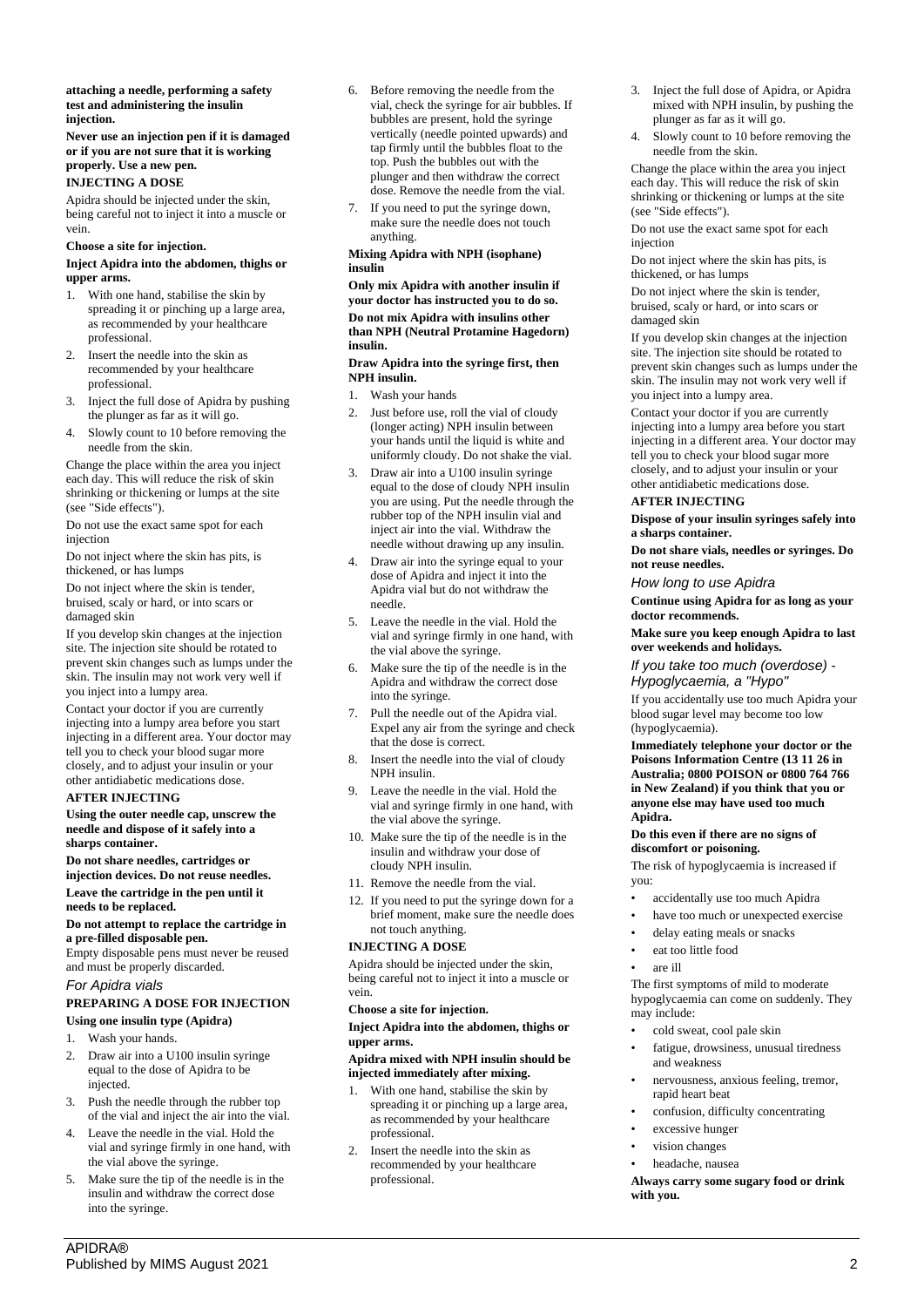**attaching a needle, performing a safety test and administering the insulin injection.**

**Never use an injection pen if it is damaged or if you are not sure that it is working properly. Use a new pen.**

**INJECTING A DOSE**

Apidra should be injected under the skin, being careful not to inject it into a muscle or vein.

**Choose a site for injection.**

**Inject Apidra into the abdomen, thighs or upper arms.**

1. With one hand, stabilise the skin by spreading it or pinching up a large area, as recommended by your healthcare professional.
2. Insert the needle into the skin as recommended by your healthcare professional.
3. Inject the full dose of Apidra by pushing the plunger as far as it will go.
4. Slowly count to 10 before removing the needle from the skin.

Change the place within the area you inject each day. This will reduce the risk of skin shrinking or thickening or lumps at the site (see "Side effects").

Do not use the exact same spot for each injection

Do not inject where the skin has pits, is thickened, or has lumps

Do not inject where the skin is tender, bruised, scaly or hard, or into scars or damaged skin

If you develop skin changes at the injection site. The injection site should be rotated to prevent skin changes such as lumps under the skin. The insulin may not work very well if you inject into a lumpy area.

Contact your doctor if you are currently injecting into a lumpy area before you start injecting in a different area. Your doctor may tell you to check your blood sugar more closely, and to adjust your insulin or your other antidiabetic medications dose.

**AFTER INJECTING**

**Using the outer needle cap, unscrew the needle and dispose of it safely into a sharps container.**

**Do not share needles, cartridges or injection devices. Do not reuse needles.**

**Leave the cartridge in the pen until it needs to be replaced.**

**Do not attempt to replace the cartridge in a pre-filled disposable pen.**

Empty disposable pens must never be reused and must be properly discarded.

*For Apidra vials*

**PREPARING A DOSE FOR INJECTION**

**Using one insulin type (Apidra)**

1. Wash your hands.
2. Draw air into a U100 insulin syringe equal to the dose of Apidra to be injected.
3. Push the needle through the rubber top of the vial and inject the air into the vial.
4. Leave the needle in the vial. Hold the vial and syringe firmly in one hand, with the vial above the syringe.
5. Make sure the tip of the needle is in the insulin and withdraw the correct dose into the syringe.
6. Before removing the needle from the vial, check the syringe for air bubbles. If bubbles are present, hold the syringe vertically (needle pointed upwards) and tap firmly until the bubbles float to the top. Push the bubbles out with the plunger and then withdraw the correct dose. Remove the needle from the vial.
7. If you need to put the syringe down, make sure the needle does not touch anything.

**Mixing Apidra with NPH (isophane) insulin**

**Only mix Apidra with another insulin if your doctor has instructed you to do so.**

**Do not mix Apidra with insulins other than NPH (Neutral Protamine Hagedorn) insulin.**

**Draw Apidra into the syringe first, then NPH insulin.**

1. Wash your hands
2. Just before use, roll the vial of cloudy (longer acting) NPH insulin between your hands until the liquid is white and uniformly cloudy. Do not shake the vial.
3. Draw air into a U100 insulin syringe equal to the dose of cloudy NPH insulin you are using. Put the needle through the rubber top of the NPH insulin vial and inject air into the vial. Withdraw the needle without drawing up any insulin.
4. Draw air into the syringe equal to your dose of Apidra and inject it into the Apidra vial but do not withdraw the needle.
5. Leave the needle in the vial. Hold the vial and syringe firmly in one hand, with the vial above the syringe.
6. Make sure the tip of the needle is in the Apidra and withdraw the correct dose into the syringe.
7. Pull the needle out of the Apidra vial. Expel any air from the syringe and check that the dose is correct.
8. Insert the needle into the vial of cloudy NPH insulin.
9. Leave the needle in the vial. Hold the vial and syringe firmly in one hand, with the vial above the syringe.
10. Make sure the tip of the needle is in the insulin and withdraw your dose of cloudy NPH insulin.
11. Remove the needle from the vial.
12. If you need to put the syringe down for a brief moment, make sure the needle does not touch anything.

**INJECTING A DOSE**

Apidra should be injected under the skin, being careful not to inject it into a muscle or vein.

**Choose a site for injection.**

**Inject Apidra into the abdomen, thighs or upper arms.**

**Apidra mixed with NPH insulin should be injected immediately after mixing.**

1. With one hand, stabilise the skin by spreading it or pinching up a large area, as recommended by your healthcare professional.
2. Insert the needle into the skin as recommended by your healthcare professional.
3. Inject the full dose of Apidra, or Apidra mixed with NPH insulin, by pushing the plunger as far as it will go.
4. Slowly count to 10 before removing the needle from the skin.

Change the place within the area you inject each day. This will reduce the risk of skin shrinking or thickening or lumps at the site (see "Side effects").

Do not use the exact same spot for each injection

Do not inject where the skin has pits, is thickened, or has lumps

Do not inject where the skin is tender, bruised, scaly or hard, or into scars or damaged skin

If you develop skin changes at the injection site. The injection site should be rotated to prevent skin changes such as lumps under the skin. The insulin may not work very well if you inject into a lumpy area.

Contact your doctor if you are currently injecting into a lumpy area before you start injecting in a different area. Your doctor may tell you to check your blood sugar more closely, and to adjust your insulin or your other antidiabetic medications dose.

**AFTER INJECTING**

**Dispose of your insulin syringes safely into a sharps container.**

**Do not share vials, needles or syringes. Do not reuse needles.**

*How long to use Apidra*

**Continue using Apidra for as long as your doctor recommends.**

**Make sure you keep enough Apidra to last over weekends and holidays.**

*If you take too much (overdose) - Hypoglycaemia, a "Hypo"*

If you accidentally use too much Apidra your blood sugar level may become too low (hypoglycaemia).

**Immediately telephone your doctor or the Poisons Information Centre (13 11 26 in Australia; 0800 POISON or 0800 764 766 in New Zealand) if you think that you or anyone else may have used too much Apidra.**

**Do this even if there are no signs of discomfort or poisoning.**

The risk of hypoglycaemia is increased if you:

- accidentally use too much Apidra
- have too much or unexpected exercise
- delay eating meals or snacks
- eat too little food
- are ill

The first symptoms of mild to moderate hypoglycaemia can come on suddenly. They may include:

- cold sweat, cool pale skin
- fatigue, drowsiness, unusual tiredness and weakness
- nervousness, anxious feeling, tremor, rapid heart beat
- confusion, difficulty concentrating
- excessive hunger
- vision changes
- headache, nausea

**Always carry some sugary food or drink with you.**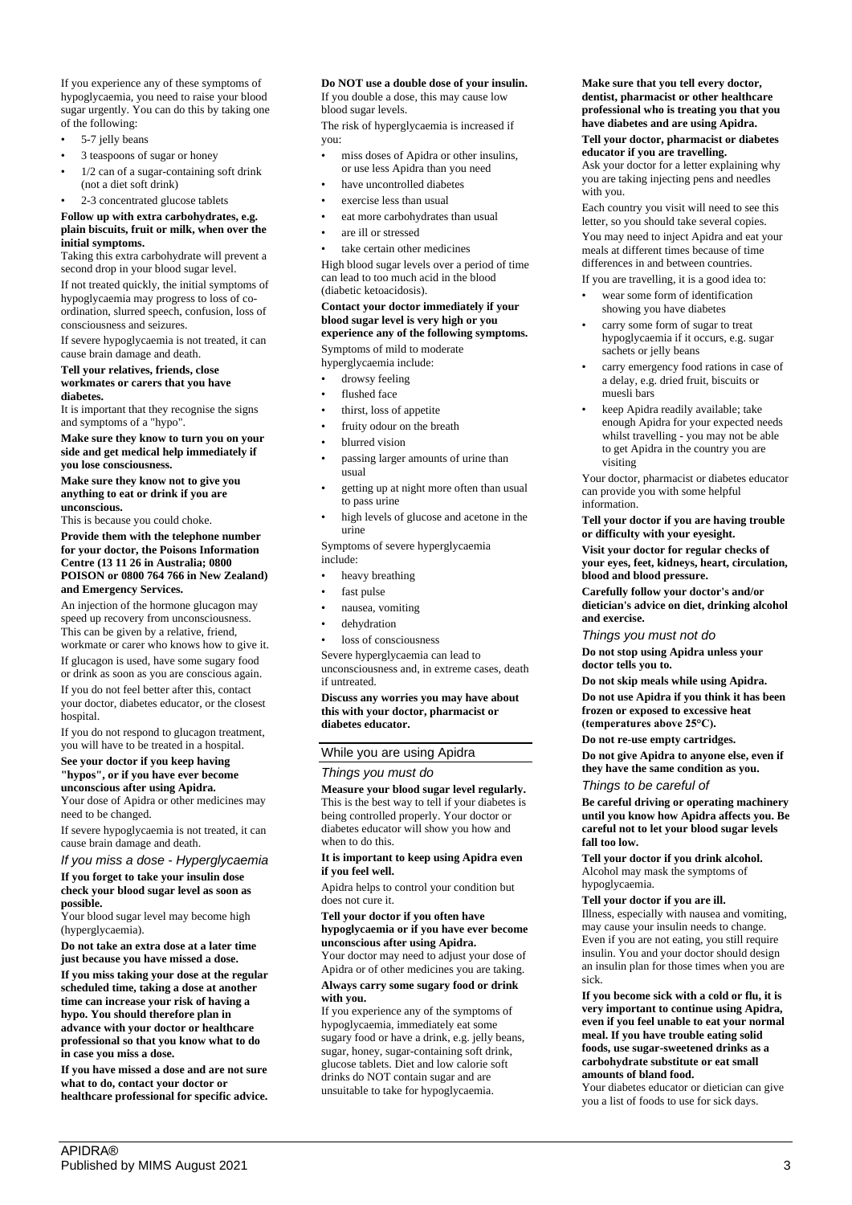If you experience any of these symptoms of hypoglycaemia, you need to raise your blood sugar urgently. You can do this by taking one of the following:

- 5-7 jelly beans
- 3 teaspoons of sugar or honey
- 1/2 can of a sugar-containing soft drink (not a diet soft drink)
- 2-3 concentrated glucose tablets

**Follow up with extra carbohydrates, e.g. plain biscuits, fruit or milk, when over the initial symptoms.**

Taking this extra carbohydrate will prevent a second drop in your blood sugar level.

If not treated quickly, the initial symptoms of hypoglycaemia may progress to loss of co-ordination, slurred speech, confusion, loss of consciousness and seizures.

If severe hypoglycaemia is not treated, it can cause brain damage and death.

**Tell your relatives, friends, close workmates or carers that you have diabetes.**

It is important that they recognise the signs and symptoms of a "hypo".

**Make sure they know to turn you on your side and get medical help immediately if you lose consciousness.**

**Make sure they know not to give you anything to eat or drink if you are unconscious.**

This is because you could choke.

**Provide them with the telephone number for your doctor, the Poisons Information Centre (13 11 26 in Australia; 0800 POISON or 0800 764 766 in New Zealand) and Emergency Services.**

An injection of the hormone glucagon may speed up recovery from unconsciousness. This can be given by a relative, friend, workmate or carer who knows how to give it.

If glucagon is used, have some sugary food or drink as soon as you are conscious again.

If you do not feel better after this, contact your doctor, diabetes educator, or the closest hospital.

If you do not respond to glucagon treatment, you will have to be treated in a hospital.

**See your doctor if you keep having "hypos", or if you have ever become unconscious after using Apidra.**

Your dose of Apidra or other medicines may need to be changed.

If severe hypoglycaemia is not treated, it can cause brain damage and death.

### *If you miss a dose - Hyperglycaemia*

**If you forget to take your insulin dose check your blood sugar level as soon as possible.**

Your blood sugar level may become high (hyperglycaemia).

**Do not take an extra dose at a later time just because you have missed a dose.**

**If you miss taking your dose at the regular scheduled time, taking a dose at another time can increase your risk of having a hypo. You should therefore plan in advance with your doctor or healthcare professional so that you know what to do in case you miss a dose.**

**If you have missed a dose and are not sure what to do, contact your doctor or healthcare professional for specific advice.**

**Do NOT use a double dose of your insulin.**

If you double a dose, this may cause low blood sugar levels.

The risk of hyperglycaemia is increased if you:

- miss doses of Apidra or other insulins, or use less Apidra than you need
- have uncontrolled diabetes
- exercise less than usual
- eat more carbohydrates than usual
- are ill or stressed
- take certain other medicines

High blood sugar levels over a period of time can lead to too much acid in the blood (diabetic ketoacidosis).

**Contact your doctor immediately if your blood sugar level is very high or you experience any of the following symptoms.**

Symptoms of mild to moderate hyperglycaemia include:

- drowsy feeling
- flushed face
- thirst, loss of appetite
- fruity odour on the breath
- blurred vision
- passing larger amounts of urine than usual
- getting up at night more often than usual to pass urine
- high levels of glucose and acetone in the urine

Symptoms of severe hyperglycaemia include:

- heavy breathing
- fast pulse
- nausea, vomiting
- dehydration
- loss of consciousness

Severe hyperglycaemia can lead to unconsciousness and, in extreme cases, death if untreated.

**Discuss any worries you may have about this with your doctor, pharmacist or diabetes educator.**

## While you are using Apidra

### *Things you must do*

**Measure your blood sugar level regularly.**

This is the best way to tell if your diabetes is being controlled properly. Your doctor or diabetes educator will show you how and when to do this.

**It is important to keep using Apidra even if you feel well.**

Apidra helps to control your condition but does not cure it.

**Tell your doctor if you often have hypoglycaemia or if you have ever become unconscious after using Apidra.**

Your doctor may need to adjust your dose of Apidra or of other medicines you are taking.

**Always carry some sugary food or drink with you.**

If you experience any of the symptoms of hypoglycaemia, immediately eat some sugary food or have a drink, e.g. jelly beans, sugar, honey, sugar-containing soft drink, glucose tablets. Diet and low calorie soft drinks do NOT contain sugar and are unsuitable to take for hypoglycaemia.

**Make sure that you tell every doctor, dentist, pharmacist or other healthcare professional who is treating you that you have diabetes and are using Apidra.**

**Tell your doctor, pharmacist or diabetes educator if you are travelling.**

Ask your doctor for a letter explaining why you are taking injecting pens and needles with you.

Each country you visit will need to see this letter, so you should take several copies.

You may need to inject Apidra and eat your meals at different times because of time differences in and between countries.

If you are travelling, it is a good idea to:

- wear some form of identification showing you have diabetes
- carry some form of sugar to treat hypoglycaemia if it occurs, e.g. sugar sachets or jelly beans
- carry emergency food rations in case of a delay, e.g. dried fruit, biscuits or muesli bars
- keep Apidra readily available; take enough Apidra for your expected needs whilst travelling - you may not be able to get Apidra in the country you are visiting

Your doctor, pharmacist or diabetes educator can provide you with some helpful information.

**Tell your doctor if you are having trouble or difficulty with your eyesight.**

**Visit your doctor for regular checks of your eyes, feet, kidneys, heart, circulation, blood and blood pressure.**

**Carefully follow your doctor's and/or dietician's advice on diet, drinking alcohol and exercise.**

### *Things you must not do*

**Do not stop using Apidra unless your doctor tells you to.**

**Do not skip meals while using Apidra.**

**Do not use Apidra if you think it has been frozen or exposed to excessive heat (temperatures above 25°C).**

**Do not re-use empty cartridges.**

**Do not give Apidra to anyone else, even if they have the same condition as you.**

### *Things to be careful of*

**Be careful driving or operating machinery until you know how Apidra affects you. Be careful not to let your blood sugar levels fall too low.**

**Tell your doctor if you drink alcohol.**

Alcohol may mask the symptoms of hypoglycaemia.

**Tell your doctor if you are ill.**

Illness, especially with nausea and vomiting, may cause your insulin needs to change. Even if you are not eating, you still require insulin. You and your doctor should design an insulin plan for those times when you are sick.

**If you become sick with a cold or flu, it is very important to continue using Apidra, even if you feel unable to eat your normal meal. If you have trouble eating solid foods, use sugar-sweetened drinks as a carbohydrate substitute or eat small amounts of bland food.**

Your diabetes educator or dietician can give you a list of foods to use for sick days.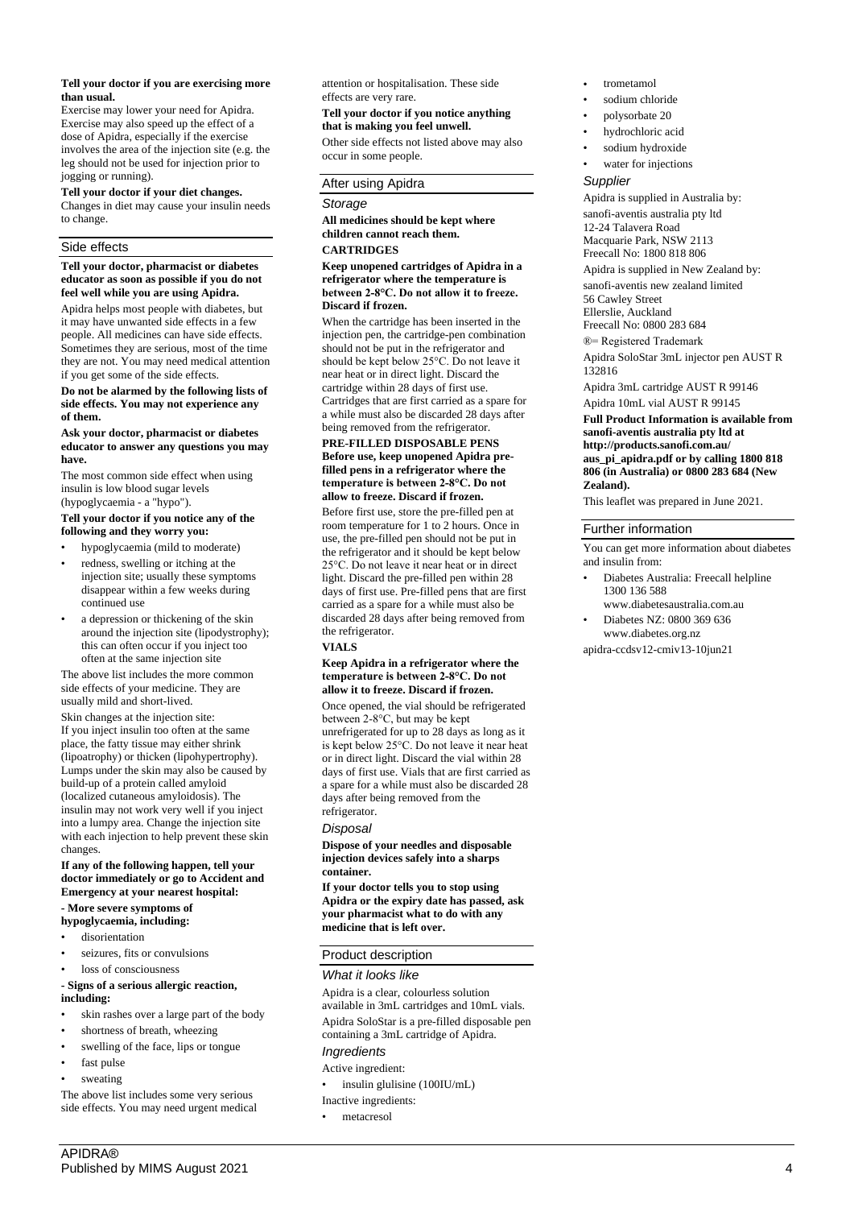**Tell your doctor if you are exercising more than usual.**

Exercise may lower your need for Apidra. Exercise may also speed up the effect of a dose of Apidra, especially if the exercise involves the area of the injection site (e.g. the leg should not be used for injection prior to jogging or running).

**Tell your doctor if your diet changes.**

Changes in diet may cause your insulin needs to change.

## Side effects

**Tell your doctor, pharmacist or diabetes educator as soon as possible if you do not feel well while you are using Apidra.**

Apidra helps most people with diabetes, but it may have unwanted side effects in a few people. All medicines can have side effects. Sometimes they are serious, most of the time they are not. You may need medical attention if you get some of the side effects.

**Do not be alarmed by the following lists of side effects. You may not experience any of them.**

**Ask your doctor, pharmacist or diabetes educator to answer any questions you may have.**

The most common side effect when using insulin is low blood sugar levels (hypoglycaemia - a "hypo").

**Tell your doctor if you notice any of the following and they worry you:**

- hypoglycaemia (mild to moderate)
- redness, swelling or itching at the injection site; usually these symptoms disappear within a few weeks during continued use
- a depression or thickening of the skin around the injection site (lipodystrophy); this can often occur if you inject too often at the same injection site

The above list includes the more common side effects of your medicine. They are usually mild and short-lived.

Skin changes at the injection site:
If you inject insulin too often at the same place, the fatty tissue may either shrink (lipoatrophy) or thicken (lipohypertrophy). Lumps under the skin may also be caused by build-up of a protein called amyloid (localized cutaneous amyloidosis). The insulin may not work very well if you inject into a lumpy area. Change the injection site with each injection to help prevent these skin changes.

**If any of the following happen, tell your doctor immediately or go to Accident and Emergency at your nearest hospital:**

**- More severe symptoms of hypoglycaemia, including:**

- disorientation
- seizures, fits or convulsions
- loss of consciousness

**- Signs of a serious allergic reaction, including:**

- skin rashes over a large part of the body
- shortness of breath, wheezing
- swelling of the face, lips or tongue
- fast pulse
- sweating

The above list includes some very serious side effects. You may need urgent medical attention or hospitalisation. These side effects are very rare.

**Tell your doctor if you notice anything that is making you feel unwell.**

Other side effects not listed above may also occur in some people.

## After using Apidra

### *Storage*

**All medicines should be kept where children cannot reach them.**

**CARTRIDGES**

**Keep unopened cartridges of Apidra in a refrigerator where the temperature is between 2-8°C. Do not allow it to freeze. Discard if frozen.**

When the cartridge has been inserted in the injection pen, the cartridge-pen combination should not be put in the refrigerator and should be kept below 25°C. Do not leave it near heat or in direct light. Discard the cartridge within 28 days of first use. Cartridges that are first carried as a spare for a while must also be discarded 28 days after being removed from the refrigerator.

**PRE-FILLED DISPOSABLE PENS**
**Before use, keep unopened Apidra pre-filled pens in a refrigerator where the temperature is between 2-8°C. Do not allow to freeze. Discard if frozen.**

Before first use, store the pre-filled pen at room temperature for 1 to 2 hours. Once in use, the pre-filled pen should not be put in the refrigerator and it should be kept below 25°C. Do not leave it near heat or in direct light. Discard the pre-filled pen within 28 days of first use. Pre-filled pens that are first carried as a spare for a while must also be discarded 28 days after being removed from the refrigerator.

**VIALS**

**Keep Apidra in a refrigerator where the temperature is between 2-8°C. Do not allow it to freeze. Discard if frozen.**

Once opened, the vial should be refrigerated between 2-8°C, but may be kept unrefrigerated for up to 28 days as long as it is kept below 25°C. Do not leave it near heat or in direct light. Discard the vial within 28 days of first use. Vials that are first carried as a spare for a while must also be discarded 28 days after being removed from the refrigerator.

### *Disposal*

**Dispose of your needles and disposable injection devices safely into a sharps container.**

**If your doctor tells you to stop using Apidra or the expiry date has passed, ask your pharmacist what to do with any medicine that is left over.**

## Product description

### *What it looks like*

Apidra is a clear, colourless solution available in 3mL cartridges and 10mL vials.

Apidra SoloStar is a pre-filled disposable pen containing a 3mL cartridge of Apidra.

### *Ingredients*

Active ingredient:

- insulin glulisine (100IU/mL)

Inactive ingredients:

- metacresol
- trometamol
- sodium chloride
- polysorbate 20
- hydrochloric acid
- sodium hydroxide
- water for injections

### *Supplier*

Apidra is supplied in Australia by:

sanofi-aventis australia pty ltd
12-24 Talavera Road
Macquarie Park, NSW 2113
Freecall No: 1800 818 806

Apidra is supplied in New Zealand by:

sanofi-aventis new zealand limited
56 Cawley Street
Ellerslie, Auckland
Freecall No: 0800 283 684

®= Registered Trademark

Apidra SoloStar 3mL injector pen AUST R 132816

Apidra 3mL cartridge AUST R 99146

Apidra 10mL vial AUST R 99145

**Full Product Information is available from sanofi-aventis australia pty ltd at http://products.sanofi.com.au/aus_pi_apidra.pdf or by calling 1800 818 806 (in Australia) or 0800 283 684 (New Zealand).**

This leaflet was prepared in June 2021.

## Further information

You can get more information about diabetes and insulin from:

- Diabetes Australia: Freecall helpline 1300 136 588
  www.diabetesaustralia.com.au
- Diabetes NZ: 0800 369 636
  www.diabetes.org.nz

apidra-ccdsv12-cmiv13-10jun21